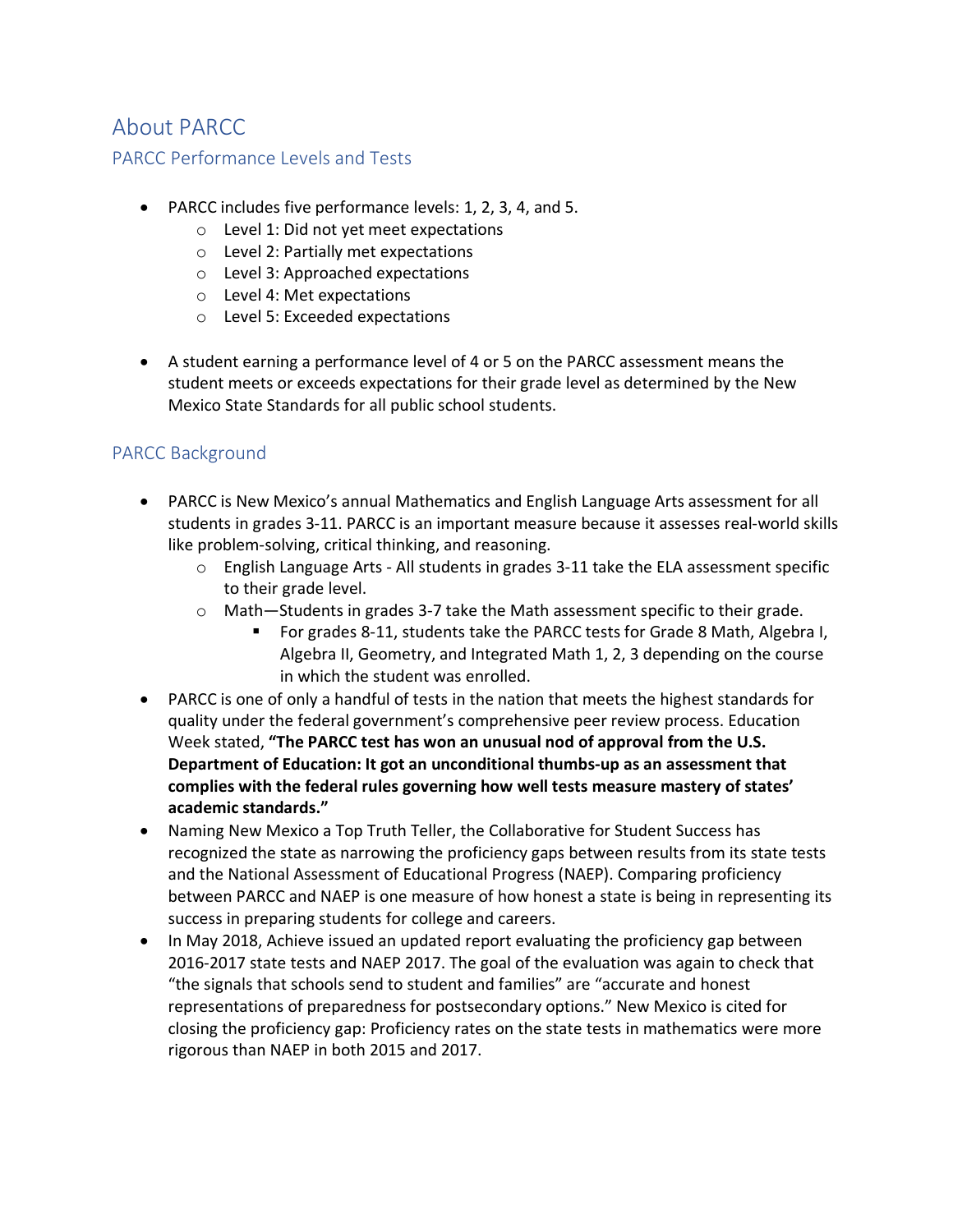# About PARCC

## PARCC Performance Levels and Tests

- PARCC includes five performance levels: 1, 2, 3, 4, and 5.
  - Level 1: Did not yet meet expectations
  - Level 2: Partially met expectations
  - Level 3: Approached expectations
  - Level 4: Met expectations
  - Level 5: Exceeded expectations

- A student earning a performance level of 4 or 5 on the PARCC assessment means the student meets or exceeds expectations for their grade level as determined by the New Mexico State Standards for all public school students.

## PARCC Background

- PARCC is New Mexico's annual Mathematics and English Language Arts assessment for all students in grades 3-11. PARCC is an important measure because it assesses real-world skills like problem-solving, critical thinking, and reasoning.
  - English Language Arts - All students in grades 3-11 take the ELA assessment specific to their grade level.
  - Math—Students in grades 3-7 take the Math assessment specific to their grade.
    - For grades 8-11, students take the PARCC tests for Grade 8 Math, Algebra I, Algebra II, Geometry, and Integrated Math 1, 2, 3 depending on the course in which the student was enrolled.
- PARCC is one of only a handful of tests in the nation that meets the highest standards for quality under the federal government's comprehensive peer review process. Education Week stated, **"The PARCC test has won an unusual nod of approval from the U.S. Department of Education: It got an unconditional thumbs-up as an assessment that complies with the federal rules governing how well tests measure mastery of states' academic standards."**
- Naming New Mexico a Top Truth Teller, the Collaborative for Student Success has recognized the state as narrowing the proficiency gaps between results from its state tests and the National Assessment of Educational Progress (NAEP). Comparing proficiency between PARCC and NAEP is one measure of how honest a state is being in representing its success in preparing students for college and careers.
- In May 2018, Achieve issued an updated report evaluating the proficiency gap between 2016-2017 state tests and NAEP 2017. The goal of the evaluation was again to check that "the signals that schools send to student and families" are "accurate and honest representations of preparedness for postsecondary options." New Mexico is cited for closing the proficiency gap: Proficiency rates on the state tests in mathematics were more rigorous than NAEP in both 2015 and 2017.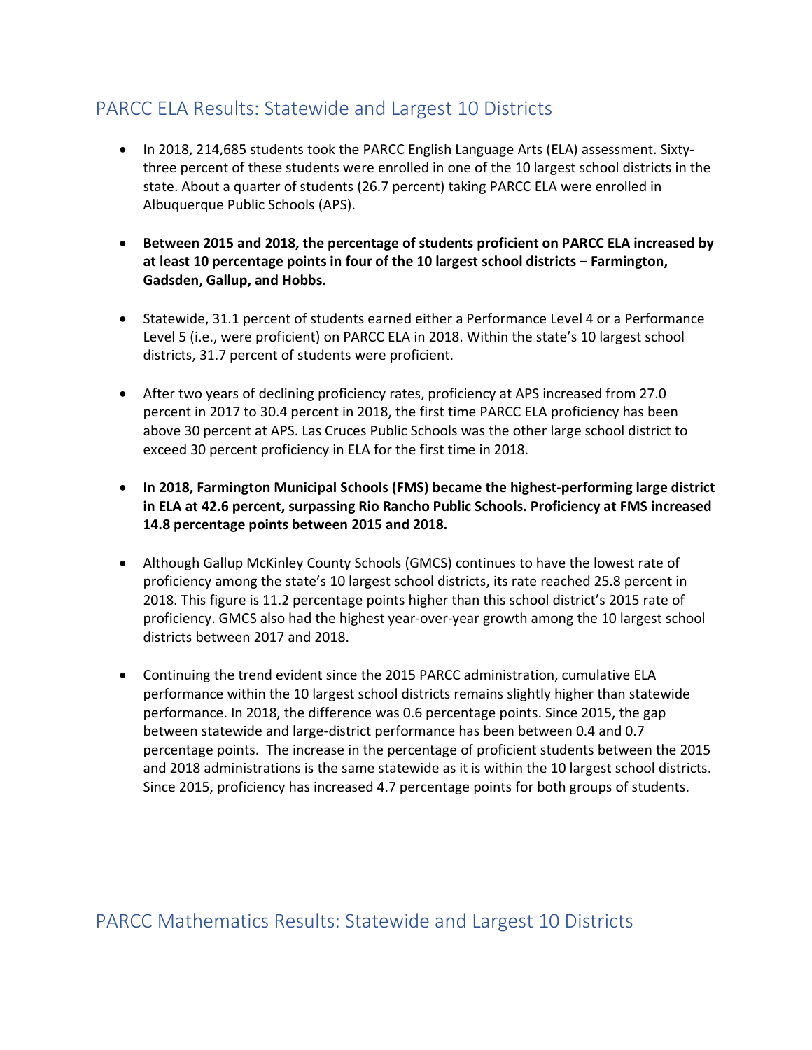## PARCC ELA Results: Statewide and Largest 10 Districts

- In 2018, 214,685 students took the PARCC English Language Arts (ELA) assessment. Sixty-three percent of these students were enrolled in one of the 10 largest school districts in the state. About a quarter of students (26.7 percent) taking PARCC ELA were enrolled in Albuquerque Public Schools (APS).

- **Between 2015 and 2018, the percentage of students proficient on PARCC ELA increased by at least 10 percentage points in four of the 10 largest school districts – Farmington, Gadsden, Gallup, and Hobbs.**

- Statewide, 31.1 percent of students earned either a Performance Level 4 or a Performance Level 5 (i.e., were proficient) on PARCC ELA in 2018. Within the state's 10 largest school districts, 31.7 percent of students were proficient.

- After two years of declining proficiency rates, proficiency at APS increased from 27.0 percent in 2017 to 30.4 percent in 2018, the first time PARCC ELA proficiency has been above 30 percent at APS. Las Cruces Public Schools was the other large school district to exceed 30 percent proficiency in ELA for the first time in 2018.

- **In 2018, Farmington Municipal Schools (FMS) became the highest-performing large district in ELA at 42.6 percent, surpassing Rio Rancho Public Schools. Proficiency at FMS increased 14.8 percentage points between 2015 and 2018.**

- Although Gallup McKinley County Schools (GMCS) continues to have the lowest rate of proficiency among the state's 10 largest school districts, its rate reached 25.8 percent in 2018. This figure is 11.2 percentage points higher than this school district's 2015 rate of proficiency. GMCS also had the highest year-over-year growth among the 10 largest school districts between 2017 and 2018.

- Continuing the trend evident since the 2015 PARCC administration, cumulative ELA performance within the 10 largest school districts remains slightly higher than statewide performance. In 2018, the difference was 0.6 percentage points. Since 2015, the gap between statewide and large-district performance has been between 0.4 and 0.7 percentage points. The increase in the percentage of proficient students between the 2015 and 2018 administrations is the same statewide as it is within the 10 largest school districts. Since 2015, proficiency has increased 4.7 percentage points for both groups of students.

## PARCC Mathematics Results: Statewide and Largest 10 Districts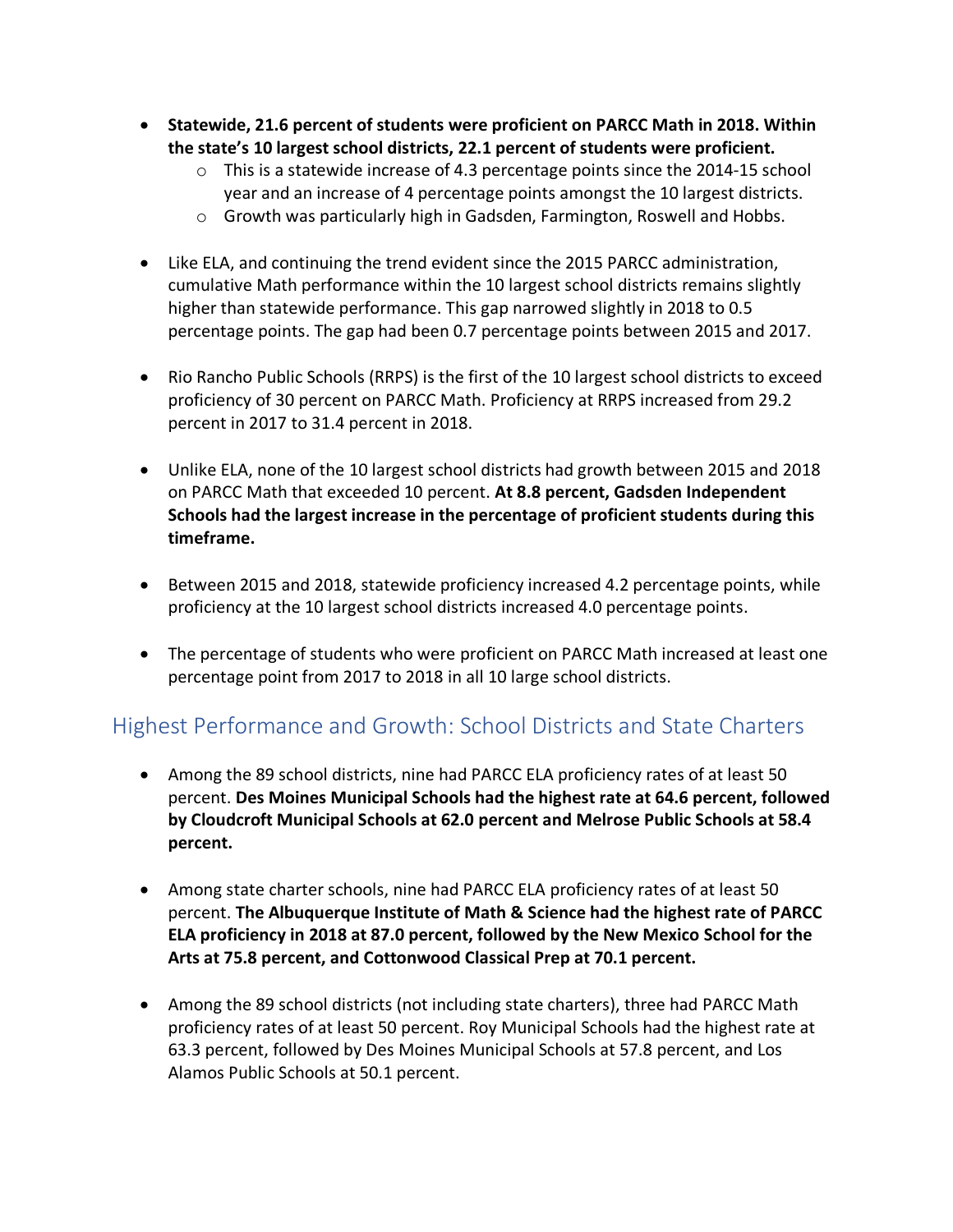- **Statewide, 21.6 percent of students were proficient on PARCC Math in 2018. Within the state's 10 largest school districts, 22.1 percent of students were proficient.**
  - This is a statewide increase of 4.3 percentage points since the 2014-15 school year and an increase of 4 percentage points amongst the 10 largest districts.
  - Growth was particularly high in Gadsden, Farmington, Roswell and Hobbs.

- Like ELA, and continuing the trend evident since the 2015 PARCC administration, cumulative Math performance within the 10 largest school districts remains slightly higher than statewide performance. This gap narrowed slightly in 2018 to 0.5 percentage points. The gap had been 0.7 percentage points between 2015 and 2017.

- Rio Rancho Public Schools (RRPS) is the first of the 10 largest school districts to exceed proficiency of 30 percent on PARCC Math. Proficiency at RRPS increased from 29.2 percent in 2017 to 31.4 percent in 2018.

- Unlike ELA, none of the 10 largest school districts had growth between 2015 and 2018 on PARCC Math that exceeded 10 percent. **At 8.8 percent, Gadsden Independent Schools had the largest increase in the percentage of proficient students during this timeframe.**

- Between 2015 and 2018, statewide proficiency increased 4.2 percentage points, while proficiency at the 10 largest school districts increased 4.0 percentage points.

- The percentage of students who were proficient on PARCC Math increased at least one percentage point from 2017 to 2018 in all 10 large school districts.

## Highest Performance and Growth: School Districts and State Charters

- Among the 89 school districts, nine had PARCC ELA proficiency rates of at least 50 percent. **Des Moines Municipal Schools had the highest rate at 64.6 percent, followed by Cloudcroft Municipal Schools at 62.0 percent and Melrose Public Schools at 58.4 percent.**

- Among state charter schools, nine had PARCC ELA proficiency rates of at least 50 percent. **The Albuquerque Institute of Math & Science had the highest rate of PARCC ELA proficiency in 2018 at 87.0 percent, followed by the New Mexico School for the Arts at 75.8 percent, and Cottonwood Classical Prep at 70.1 percent.**

- Among the 89 school districts (not including state charters), three had PARCC Math proficiency rates of at least 50 percent. Roy Municipal Schools had the highest rate at 63.3 percent, followed by Des Moines Municipal Schools at 57.8 percent, and Los Alamos Public Schools at 50.1 percent.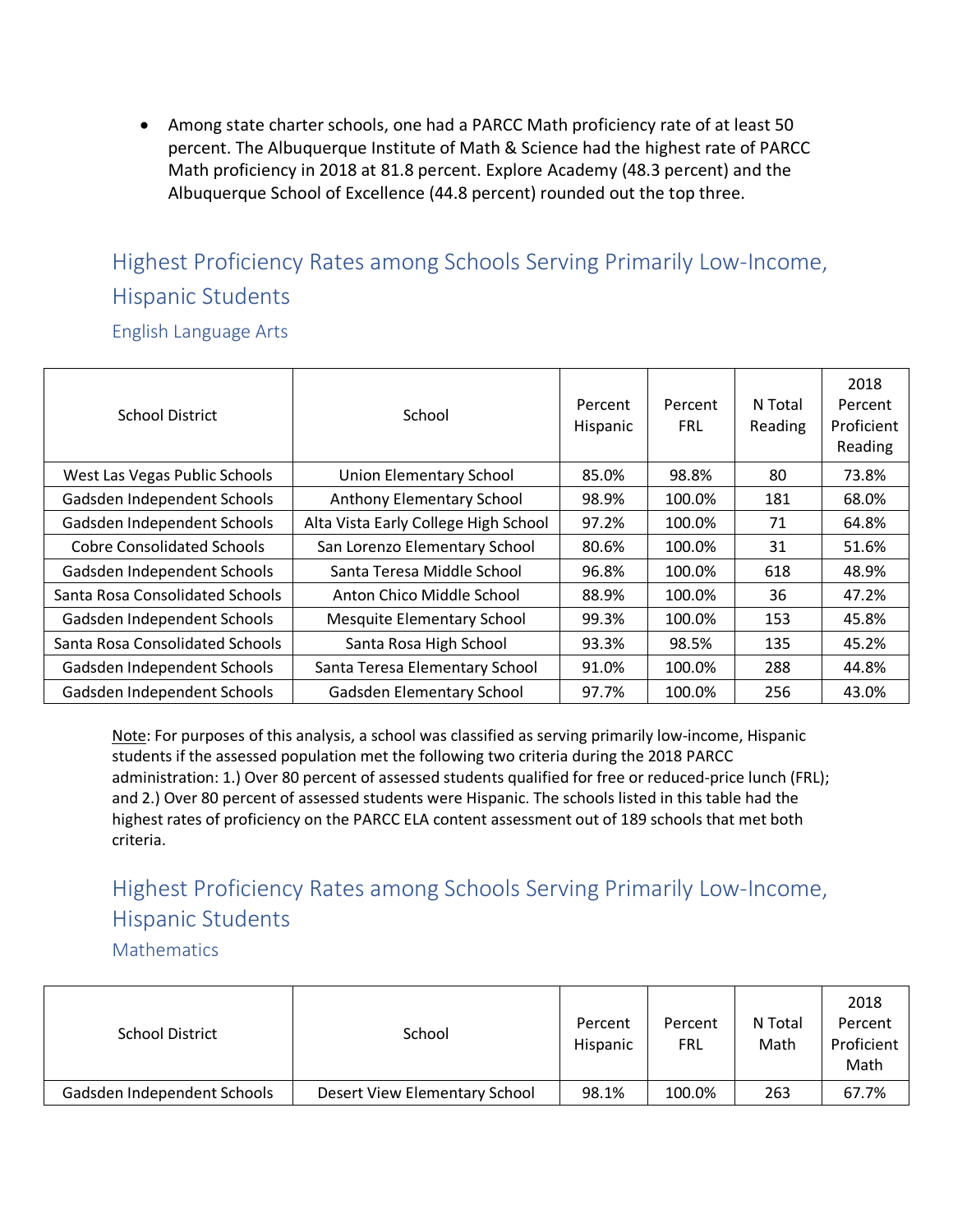- Among state charter schools, one had a PARCC Math proficiency rate of at least 50 percent. The Albuquerque Institute of Math & Science had the highest rate of PARCC Math proficiency in 2018 at 81.8 percent. Explore Academy (48.3 percent) and the Albuquerque School of Excellence (44.8 percent) rounded out the top three.

## Highest Proficiency Rates among Schools Serving Primarily Low-Income, Hispanic Students

### English Language Arts

| School District | School | Percent Hispanic | Percent FRL | N Total Reading | 2018 Percent Proficient Reading |
|---|---|---|---|---|---|
| West Las Vegas Public Schools | Union Elementary School | 85.0% | 98.8% | 80 | 73.8% |
| Gadsden Independent Schools | Anthony Elementary School | 98.9% | 100.0% | 181 | 68.0% |
| Gadsden Independent Schools | Alta Vista Early College High School | 97.2% | 100.0% | 71 | 64.8% |
| Cobre Consolidated Schools | San Lorenzo Elementary School | 80.6% | 100.0% | 31 | 51.6% |
| Gadsden Independent Schools | Santa Teresa Middle School | 96.8% | 100.0% | 618 | 48.9% |
| Santa Rosa Consolidated Schools | Anton Chico Middle School | 88.9% | 100.0% | 36 | 47.2% |
| Gadsden Independent Schools | Mesquite Elementary School | 99.3% | 100.0% | 153 | 45.8% |
| Santa Rosa Consolidated Schools | Santa Rosa High School | 93.3% | 98.5% | 135 | 45.2% |
| Gadsden Independent Schools | Santa Teresa Elementary School | 91.0% | 100.0% | 288 | 44.8% |
| Gadsden Independent Schools | Gadsden Elementary School | 97.7% | 100.0% | 256 | 43.0% |

Note: For purposes of this analysis, a school was classified as serving primarily low-income, Hispanic students if the assessed population met the following two criteria during the 2018 PARCC administration: 1.) Over 80 percent of assessed students qualified for free or reduced-price lunch (FRL); and 2.) Over 80 percent of assessed students were Hispanic. The schools listed in this table had the highest rates of proficiency on the PARCC ELA content assessment out of 189 schools that met both criteria.

## Highest Proficiency Rates among Schools Serving Primarily Low-Income, Hispanic Students

### Mathematics

| School District | School | Percent Hispanic | Percent FRL | N Total Math | 2018 Percent Proficient Math |
|---|---|---|---|---|---|
| Gadsden Independent Schools | Desert View Elementary School | 98.1% | 100.0% | 263 | 67.7% |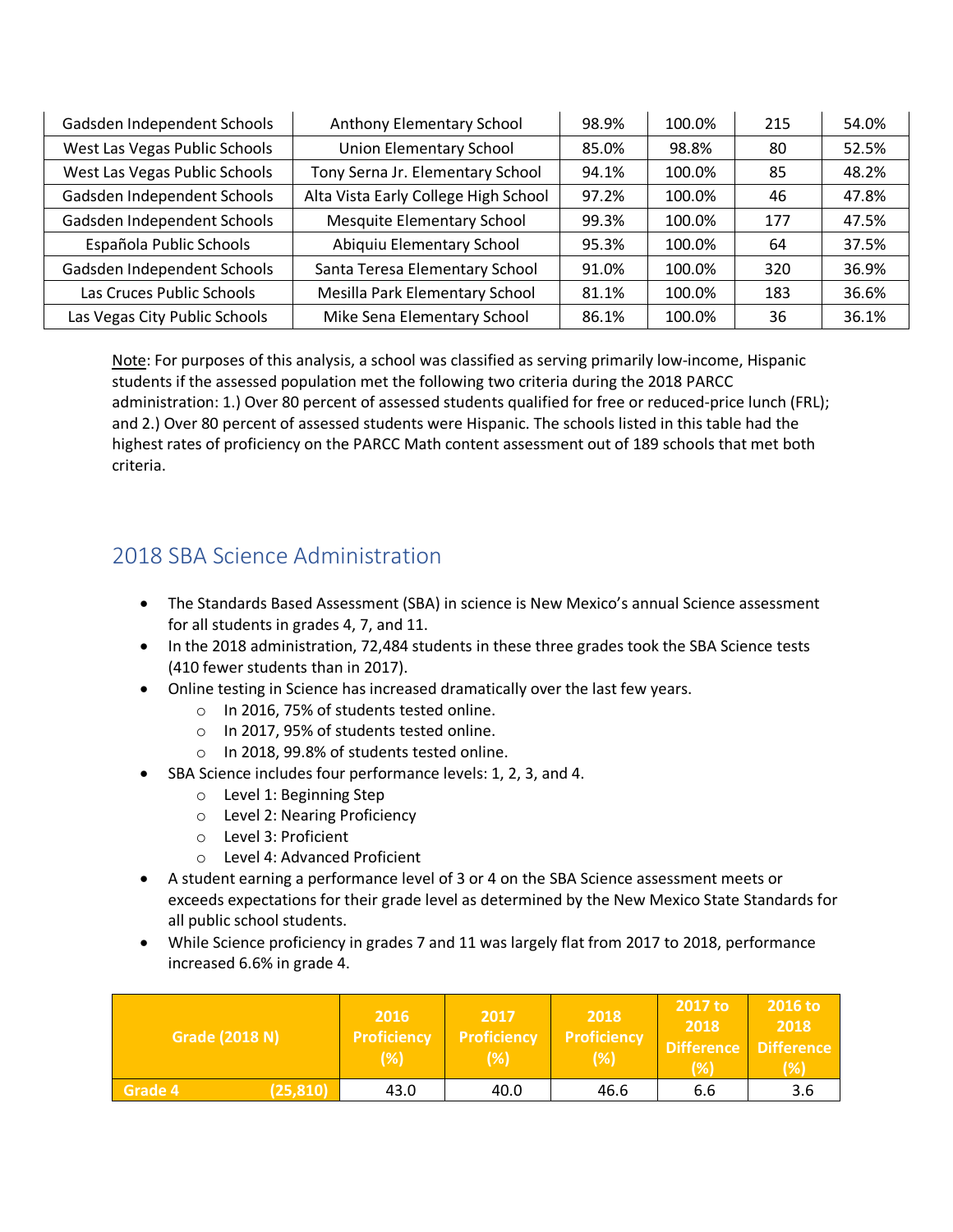| | | | | | |
|---|---|---|---|---|---|
| Gadsden Independent Schools | Anthony Elementary School | 98.9% | 100.0% | 215 | 54.0% |
| West Las Vegas Public Schools | Union Elementary School | 85.0% | 98.8% | 80 | 52.5% |
| West Las Vegas Public Schools | Tony Serna Jr. Elementary School | 94.1% | 100.0% | 85 | 48.2% |
| Gadsden Independent Schools | Alta Vista Early College High School | 97.2% | 100.0% | 46 | 47.8% |
| Gadsden Independent Schools | Mesquite Elementary School | 99.3% | 100.0% | 177 | 47.5% |
| Española Public Schools | Abiquiu Elementary School | 95.3% | 100.0% | 64 | 37.5% |
| Gadsden Independent Schools | Santa Teresa Elementary School | 91.0% | 100.0% | 320 | 36.9% |
| Las Cruces Public Schools | Mesilla Park Elementary School | 81.1% | 100.0% | 183 | 36.6% |
| Las Vegas City Public Schools | Mike Sena Elementary School | 86.1% | 100.0% | 36 | 36.1% |

Note: For purposes of this analysis, a school was classified as serving primarily low-income, Hispanic students if the assessed population met the following two criteria during the 2018 PARCC administration: 1.) Over 80 percent of assessed students qualified for free or reduced-price lunch (FRL); and 2.) Over 80 percent of assessed students were Hispanic. The schools listed in this table had the highest rates of proficiency on the PARCC Math content assessment out of 189 schools that met both criteria.

## 2018 SBA Science Administration

- The Standards Based Assessment (SBA) in science is New Mexico's annual Science assessment for all students in grades 4, 7, and 11.
- In the 2018 administration, 72,484 students in these three grades took the SBA Science tests (410 fewer students than in 2017).
- Online testing in Science has increased dramatically over the last few years.
  - In 2016, 75% of students tested online.
  - In 2017, 95% of students tested online.
  - In 2018, 99.8% of students tested online.
- SBA Science includes four performance levels: 1, 2, 3, and 4.
  - Level 1: Beginning Step
  - Level 2: Nearing Proficiency
  - Level 3: Proficient
  - Level 4: Advanced Proficient
- A student earning a performance level of 3 or 4 on the SBA Science assessment meets or exceeds expectations for their grade level as determined by the New Mexico State Standards for all public school students.
- While Science proficiency in grades 7 and 11 was largely flat from 2017 to 2018, performance increased 6.6% in grade 4.

| Grade (2018 N) | 2016 Proficiency (%) | 2017 Proficiency (%) | 2018 Proficiency (%) | 2017 to 2018 Difference (%) | 2016 to 2018 Difference (%) |
|---|---|---|---|---|---|
| Grade 4 (25,810) | 43.0 | 40.0 | 46.6 | 6.6 | 3.6 |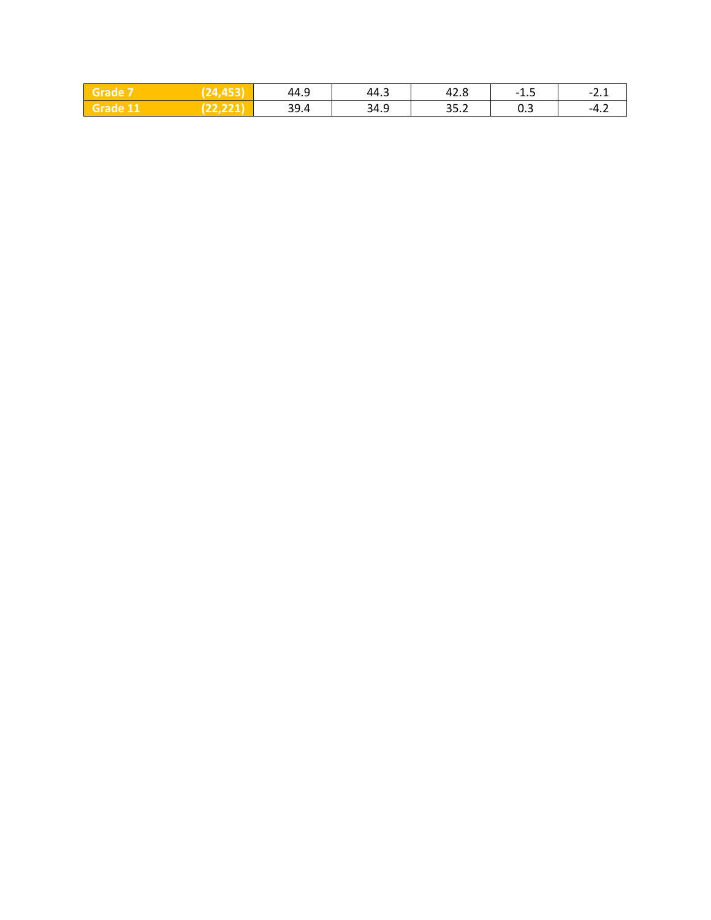| | | | | | | |
|---|---|---|---|---|---|---|
| Grade 7 | (24,453) | 44.9 | 44.3 | 42.8 | -1.5 | -2.1 |
| Grade 11 | (22,221) | 39.4 | 34.9 | 35.2 | 0.3 | -4.2 |